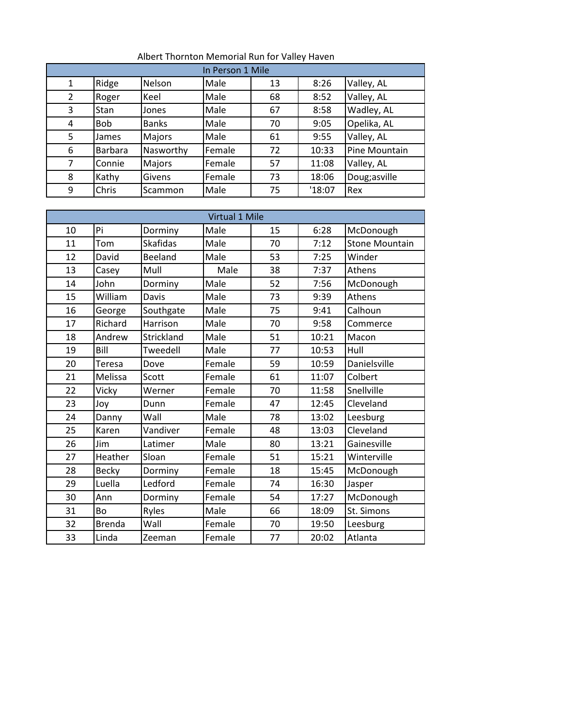Albert Thornton Memorial Run for Valley Haven

| In Person 1 Mile | | | | | | |
|---|---|---|---|---|---|---|
| 1 | Ridge | Nelson | Male | 13 | 8:26 | Valley, AL |
| 2 | Roger | Keel | Male | 68 | 8:52 | Valley, AL |
| 3 | Stan | Jones | Male | 67 | 8:58 | Wadley, AL |
| 4 | Bob | Banks | Male | 70 | 9:05 | Opelika, AL |
| 5 | James | Majors | Male | 61 | 9:55 | Valley, AL |
| 6 | Barbara | Nasworthy | Female | 72 | 10:33 | Pine Mountain |
| 7 | Connie | Majors | Female | 57 | 11:08 | Valley, AL |
| 8 | Kathy | Givens | Female | 73 | 18:06 | Doug;asville |
| 9 | Chris | Scammon | Male | 75 | '18:07 | Rex |

| Virtual 1 Mile | | | | | | |
|---|---|---|---|---|---|---|
| 10 | Pi | Dorminy | Male | 15 | 6:28 | McDonough |
| 11 | Tom | Skafidas | Male | 70 | 7:12 | Stone Mountain |
| 12 | David | Beeland | Male | 53 | 7:25 | Winder |
| 13 | Casey | Mull | Male | 38 | 7:37 | Athens |
| 14 | John | Dorminy | Male | 52 | 7:56 | McDonough |
| 15 | William | Davis | Male | 73 | 9:39 | Athens |
| 16 | George | Southgate | Male | 75 | 9:41 | Calhoun |
| 17 | Richard | Harrison | Male | 70 | 9:58 | Commerce |
| 18 | Andrew | Strickland | Male | 51 | 10:21 | Macon |
| 19 | Bill | Tweedell | Male | 77 | 10:53 | Hull |
| 20 | Teresa | Dove | Female | 59 | 10:59 | Danielsville |
| 21 | Melissa | Scott | Female | 61 | 11:07 | Colbert |
| 22 | Vicky | Werner | Female | 70 | 11:58 | Snellville |
| 23 | Joy | Dunn | Female | 47 | 12:45 | Cleveland |
| 24 | Danny | Wall | Male | 78 | 13:02 | Leesburg |
| 25 | Karen | Vandiver | Female | 48 | 13:03 | Cleveland |
| 26 | Jim | Latimer | Male | 80 | 13:21 | Gainesville |
| 27 | Heather | Sloan | Female | 51 | 15:21 | Winterville |
| 28 | Becky | Dorminy | Female | 18 | 15:45 | McDonough |
| 29 | Luella | Ledford | Female | 74 | 16:30 | Jasper |
| 30 | Ann | Dorminy | Female | 54 | 17:27 | McDonough |
| 31 | Bo | Ryles | Male | 66 | 18:09 | St. Simons |
| 32 | Brenda | Wall | Female | 70 | 19:50 | Leesburg |
| 33 | Linda | Zeeman | Female | 77 | 20:02 | Atlanta |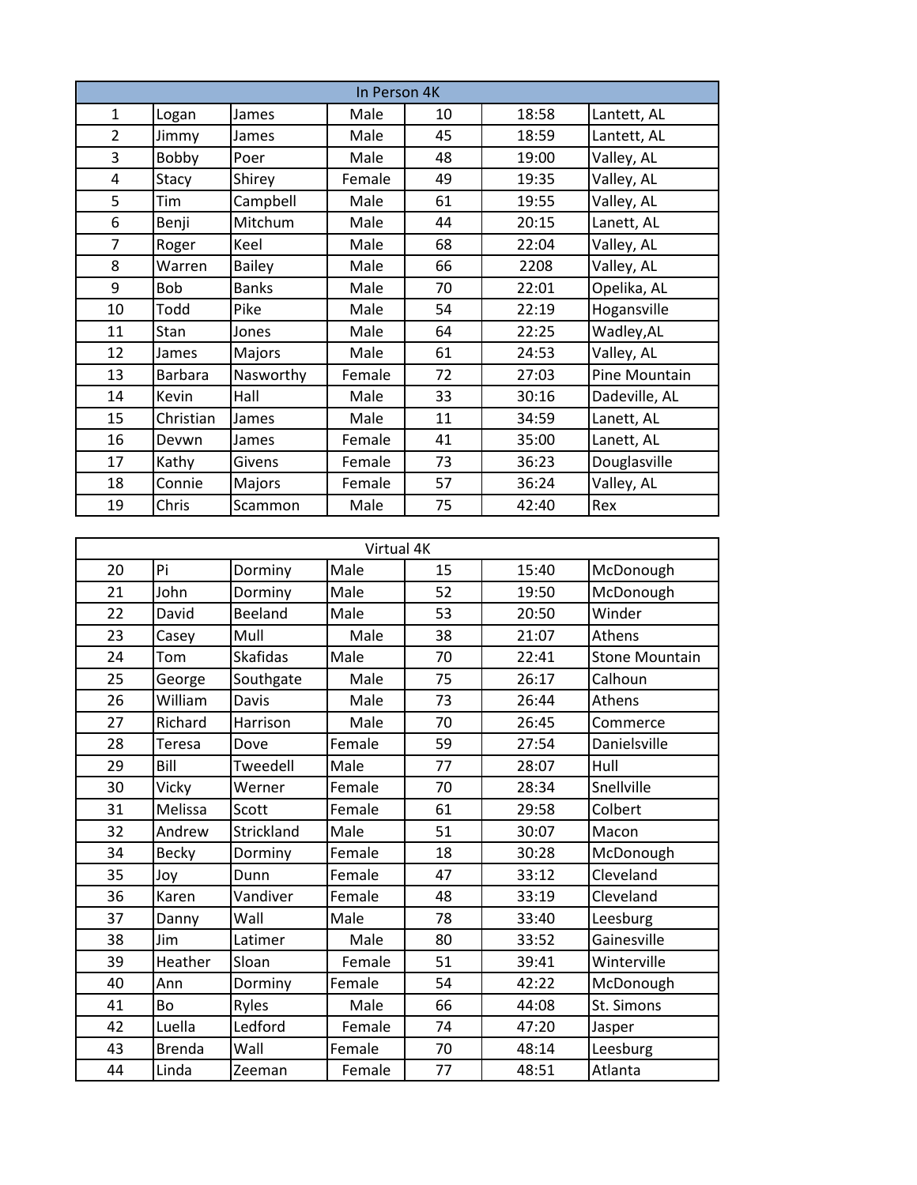| In Person 4K | | | | | | |
|---|---|---|---|---|---|---|
| 1 | Logan | James | Male | 10 | 18:58 | Lantett, AL |
| 2 | Jimmy | James | Male | 45 | 18:59 | Lantett, AL |
| 3 | Bobby | Poer | Male | 48 | 19:00 | Valley, AL |
| 4 | Stacy | Shirey | Female | 49 | 19:35 | Valley, AL |
| 5 | Tim | Campbell | Male | 61 | 19:55 | Valley, AL |
| 6 | Benji | Mitchum | Male | 44 | 20:15 | Lanett, AL |
| 7 | Roger | Keel | Male | 68 | 22:04 | Valley, AL |
| 8 | Warren | Bailey | Male | 66 | 2208 | Valley, AL |
| 9 | Bob | Banks | Male | 70 | 22:01 | Opelika, AL |
| 10 | Todd | Pike | Male | 54 | 22:19 | Hogansville |
| 11 | Stan | Jones | Male | 64 | 22:25 | Wadley,AL |
| 12 | James | Majors | Male | 61 | 24:53 | Valley, AL |
| 13 | Barbara | Nasworthy | Female | 72 | 27:03 | Pine Mountain |
| 14 | Kevin | Hall | Male | 33 | 30:16 | Dadeville, AL |
| 15 | Christian | James | Male | 11 | 34:59 | Lanett, AL |
| 16 | Devwn | James | Female | 41 | 35:00 | Lanett, AL |
| 17 | Kathy | Givens | Female | 73 | 36:23 | Douglasville |
| 18 | Connie | Majors | Female | 57 | 36:24 | Valley, AL |
| 19 | Chris | Scammon | Male | 75 | 42:40 | Rex |

| Virtual 4K | | | | | | |
|---|---|---|---|---|---|---|
| 20 | Pi | Dorminy | Male | 15 | 15:40 | McDonough |
| 21 | John | Dorminy | Male | 52 | 19:50 | McDonough |
| 22 | David | Beeland | Male | 53 | 20:50 | Winder |
| 23 | Casey | Mull | Male | 38 | 21:07 | Athens |
| 24 | Tom | Skafidas | Male | 70 | 22:41 | Stone Mountain |
| 25 | George | Southgate | Male | 75 | 26:17 | Calhoun |
| 26 | William | Davis | Male | 73 | 26:44 | Athens |
| 27 | Richard | Harrison | Male | 70 | 26:45 | Commerce |
| 28 | Teresa | Dove | Female | 59 | 27:54 | Danielsville |
| 29 | Bill | Tweedell | Male | 77 | 28:07 | Hull |
| 30 | Vicky | Werner | Female | 70 | 28:34 | Snellville |
| 31 | Melissa | Scott | Female | 61 | 29:58 | Colbert |
| 32 | Andrew | Strickland | Male | 51 | 30:07 | Macon |
| 34 | Becky | Dorminy | Female | 18 | 30:28 | McDonough |
| 35 | Joy | Dunn | Female | 47 | 33:12 | Cleveland |
| 36 | Karen | Vandiver | Female | 48 | 33:19 | Cleveland |
| 37 | Danny | Wall | Male | 78 | 33:40 | Leesburg |
| 38 | Jim | Latimer | Male | 80 | 33:52 | Gainesville |
| 39 | Heather | Sloan | Female | 51 | 39:41 | Winterville |
| 40 | Ann | Dorminy | Female | 54 | 42:22 | McDonough |
| 41 | Bo | Ryles | Male | 66 | 44:08 | St. Simons |
| 42 | Luella | Ledford | Female | 74 | 47:20 | Jasper |
| 43 | Brenda | Wall | Female | 70 | 48:14 | Leesburg |
| 44 | Linda | Zeeman | Female | 77 | 48:51 | Atlanta |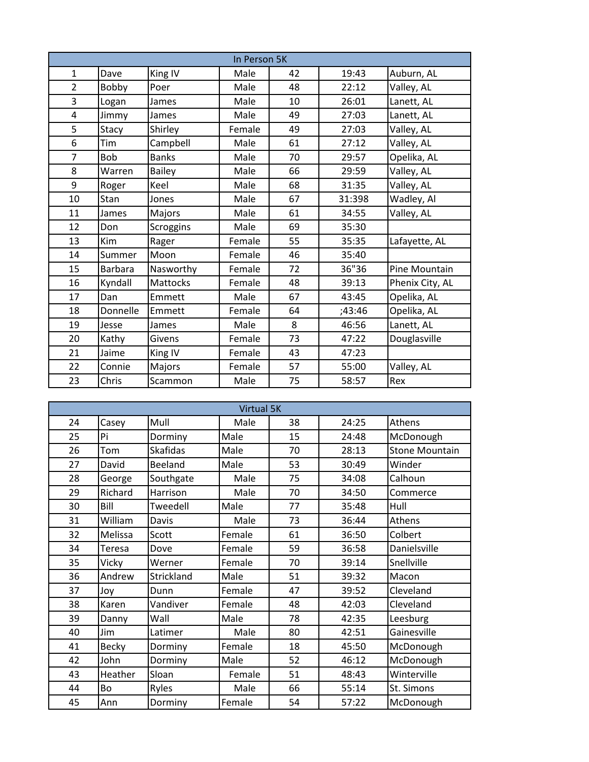| In Person 5K | | | | | | |
|---|---|---|---|---|---|---|
| 1 | Dave | King IV | Male | 42 | 19:43 | Auburn, AL |
| 2 | Bobby | Poer | Male | 48 | 22:12 | Valley, AL |
| 3 | Logan | James | Male | 10 | 26:01 | Lanett, AL |
| 4 | Jimmy | James | Male | 49 | 27:03 | Lanett, AL |
| 5 | Stacy | Shirley | Female | 49 | 27:03 | Valley, AL |
| 6 | Tim | Campbell | Male | 61 | 27:12 | Valley, AL |
| 7 | Bob | Banks | Male | 70 | 29:57 | Opelika, AL |
| 8 | Warren | Bailey | Male | 66 | 29:59 | Valley, AL |
| 9 | Roger | Keel | Male | 68 | 31:35 | Valley, AL |
| 10 | Stan | Jones | Male | 67 | 31:398 | Wadley, Al |
| 11 | James | Majors | Male | 61 | 34:55 | Valley, AL |
| 12 | Don | Scroggins | Male | 69 | 35:30 | |
| 13 | Kim | Rager | Female | 55 | 35:35 | Lafayette, AL |
| 14 | Summer | Moon | Female | 46 | 35:40 | |
| 15 | Barbara | Nasworthy | Female | 72 | 36"36 | Pine Mountain |
| 16 | Kyndall | Mattocks | Female | 48 | 39:13 | Phenix City, AL |
| 17 | Dan | Emmett | Male | 67 | 43:45 | Opelika, AL |
| 18 | Donnelle | Emmett | Female | 64 | ;43:46 | Opelika, AL |
| 19 | Jesse | James | Male | 8 | 46:56 | Lanett, AL |
| 20 | Kathy | Givens | Female | 73 | 47:22 | Douglasville |
| 21 | Jaime | King IV | Female | 43 | 47:23 | |
| 22 | Connie | Majors | Female | 57 | 55:00 | Valley, AL |
| 23 | Chris | Scammon | Male | 75 | 58:57 | Rex |

| Virtual 5K | | | | | | |
|---|---|---|---|---|---|---|
| 24 | Casey | Mull | Male | 38 | 24:25 | Athens |
| 25 | Pi | Dorminy | Male | 15 | 24:48 | McDonough |
| 26 | Tom | Skafidas | Male | 70 | 28:13 | Stone Mountain |
| 27 | David | Beeland | Male | 53 | 30:49 | Winder |
| 28 | George | Southgate | Male | 75 | 34:08 | Calhoun |
| 29 | Richard | Harrison | Male | 70 | 34:50 | Commerce |
| 30 | Bill | Tweedell | Male | 77 | 35:48 | Hull |
| 31 | William | Davis | Male | 73 | 36:44 | Athens |
| 32 | Melissa | Scott | Female | 61 | 36:50 | Colbert |
| 34 | Teresa | Dove | Female | 59 | 36:58 | Danielsville |
| 35 | Vicky | Werner | Female | 70 | 39:14 | Snellville |
| 36 | Andrew | Strickland | Male | 51 | 39:32 | Macon |
| 37 | Joy | Dunn | Female | 47 | 39:52 | Cleveland |
| 38 | Karen | Vandiver | Female | 48 | 42:03 | Cleveland |
| 39 | Danny | Wall | Male | 78 | 42:35 | Leesburg |
| 40 | Jim | Latimer | Male | 80 | 42:51 | Gainesville |
| 41 | Becky | Dorminy | Female | 18 | 45:50 | McDonough |
| 42 | John | Dorminy | Male | 52 | 46:12 | McDonough |
| 43 | Heather | Sloan | Female | 51 | 48:43 | Winterville |
| 44 | Bo | Ryles | Male | 66 | 55:14 | St. Simons |
| 45 | Ann | Dorminy | Female | 54 | 57:22 | McDonough |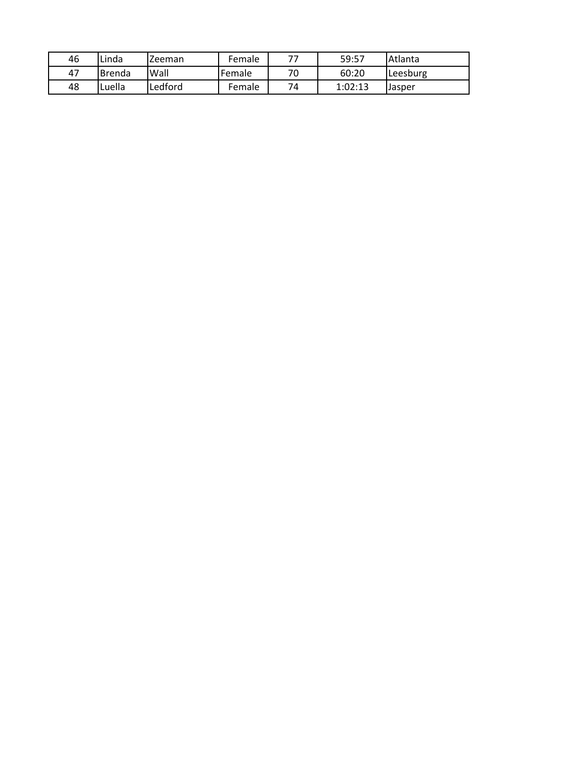| | | | | | | |
|---|---|---|---|---|---|---|
| 46 | Linda | Zeeman | Female | 77 | 59:57 | Atlanta |
| 47 | Brenda | Wall | Female | 70 | 60:20 | Leesburg |
| 48 | Luella | Ledford | Female | 74 | 1:02:13 | Jasper |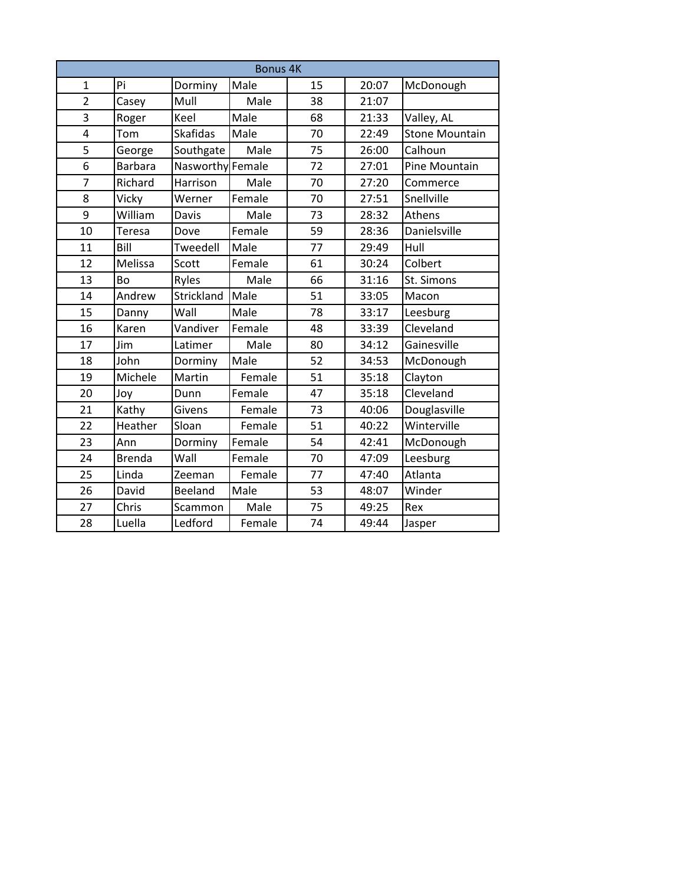| Bonus 4K | | | | | | |
|---|---|---|---|---|---|---|
| 1 | Pi | Dorminy | Male | 15 | 20:07 | McDonough |
| 2 | Casey | Mull | Male | 38 | 21:07 | |
| 3 | Roger | Keel | Male | 68 | 21:33 | Valley, AL |
| 4 | Tom | Skafidas | Male | 70 | 22:49 | Stone Mountain |
| 5 | George | Southgate | Male | 75 | 26:00 | Calhoun |
| 6 | Barbara | Nasworthy | Female | 72 | 27:01 | Pine Mountain |
| 7 | Richard | Harrison | Male | 70 | 27:20 | Commerce |
| 8 | Vicky | Werner | Female | 70 | 27:51 | Snellville |
| 9 | William | Davis | Male | 73 | 28:32 | Athens |
| 10 | Teresa | Dove | Female | 59 | 28:36 | Danielsville |
| 11 | Bill | Tweedell | Male | 77 | 29:49 | Hull |
| 12 | Melissa | Scott | Female | 61 | 30:24 | Colbert |
| 13 | Bo | Ryles | Male | 66 | 31:16 | St. Simons |
| 14 | Andrew | Strickland | Male | 51 | 33:05 | Macon |
| 15 | Danny | Wall | Male | 78 | 33:17 | Leesburg |
| 16 | Karen | Vandiver | Female | 48 | 33:39 | Cleveland |
| 17 | Jim | Latimer | Male | 80 | 34:12 | Gainesville |
| 18 | John | Dorminy | Male | 52 | 34:53 | McDonough |
| 19 | Michele | Martin | Female | 51 | 35:18 | Clayton |
| 20 | Joy | Dunn | Female | 47 | 35:18 | Cleveland |
| 21 | Kathy | Givens | Female | 73 | 40:06 | Douglasville |
| 22 | Heather | Sloan | Female | 51 | 40:22 | Winterville |
| 23 | Ann | Dorminy | Female | 54 | 42:41 | McDonough |
| 24 | Brenda | Wall | Female | 70 | 47:09 | Leesburg |
| 25 | Linda | Zeeman | Female | 77 | 47:40 | Atlanta |
| 26 | David | Beeland | Male | 53 | 48:07 | Winder |
| 27 | Chris | Scammon | Male | 75 | 49:25 | Rex |
| 28 | Luella | Ledford | Female | 74 | 49:44 | Jasper |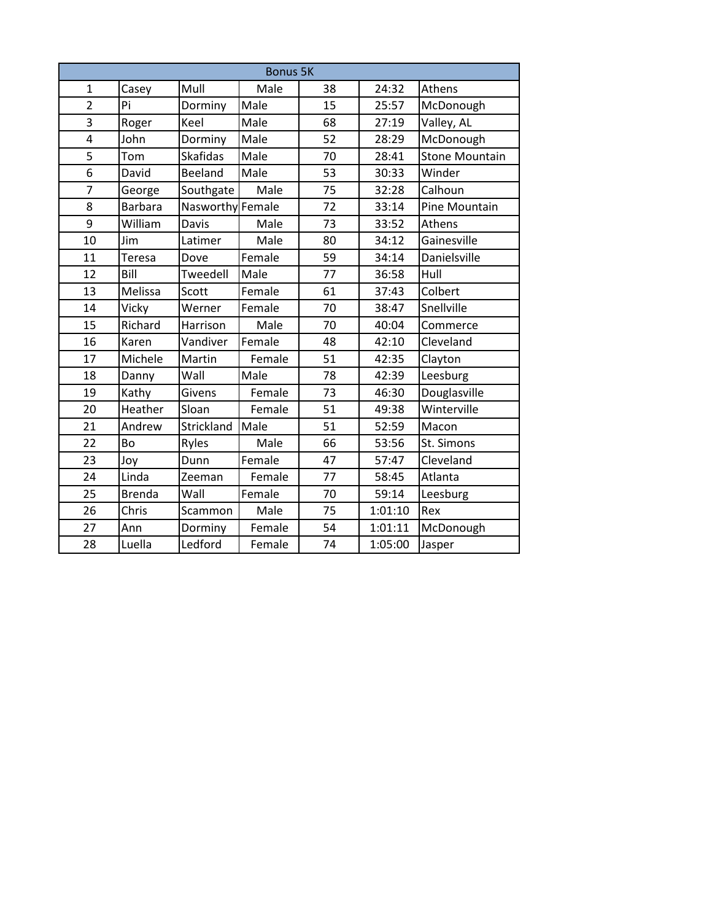| Bonus 5K | | | | | | |
| --- | --- | --- | --- | --- | --- | --- |
| 1 | Casey | Mull | Male | 38 | 24:32 | Athens |
| 2 | Pi | Dorminy | Male | 15 | 25:57 | McDonough |
| 3 | Roger | Keel | Male | 68 | 27:19 | Valley, AL |
| 4 | John | Dorminy | Male | 52 | 28:29 | McDonough |
| 5 | Tom | Skafidas | Male | 70 | 28:41 | Stone Mountain |
| 6 | David | Beeland | Male | 53 | 30:33 | Winder |
| 7 | George | Southgate | Male | 75 | 32:28 | Calhoun |
| 8 | Barbara | Nasworthy | Female | 72 | 33:14 | Pine Mountain |
| 9 | William | Davis | Male | 73 | 33:52 | Athens |
| 10 | Jim | Latimer | Male | 80 | 34:12 | Gainesville |
| 11 | Teresa | Dove | Female | 59 | 34:14 | Danielsville |
| 12 | Bill | Tweedell | Male | 77 | 36:58 | Hull |
| 13 | Melissa | Scott | Female | 61 | 37:43 | Colbert |
| 14 | Vicky | Werner | Female | 70 | 38:47 | Snellville |
| 15 | Richard | Harrison | Male | 70 | 40:04 | Commerce |
| 16 | Karen | Vandiver | Female | 48 | 42:10 | Cleveland |
| 17 | Michele | Martin | Female | 51 | 42:35 | Clayton |
| 18 | Danny | Wall | Male | 78 | 42:39 | Leesburg |
| 19 | Kathy | Givens | Female | 73 | 46:30 | Douglasville |
| 20 | Heather | Sloan | Female | 51 | 49:38 | Winterville |
| 21 | Andrew | Strickland | Male | 51 | 52:59 | Macon |
| 22 | Bo | Ryles | Male | 66 | 53:56 | St. Simons |
| 23 | Joy | Dunn | Female | 47 | 57:47 | Cleveland |
| 24 | Linda | Zeeman | Female | 77 | 58:45 | Atlanta |
| 25 | Brenda | Wall | Female | 70 | 59:14 | Leesburg |
| 26 | Chris | Scammon | Male | 75 | 1:01:10 | Rex |
| 27 | Ann | Dorminy | Female | 54 | 1:01:11 | McDonough |
| 28 | Luella | Ledford | Female | 74 | 1:05:00 | Jasper |